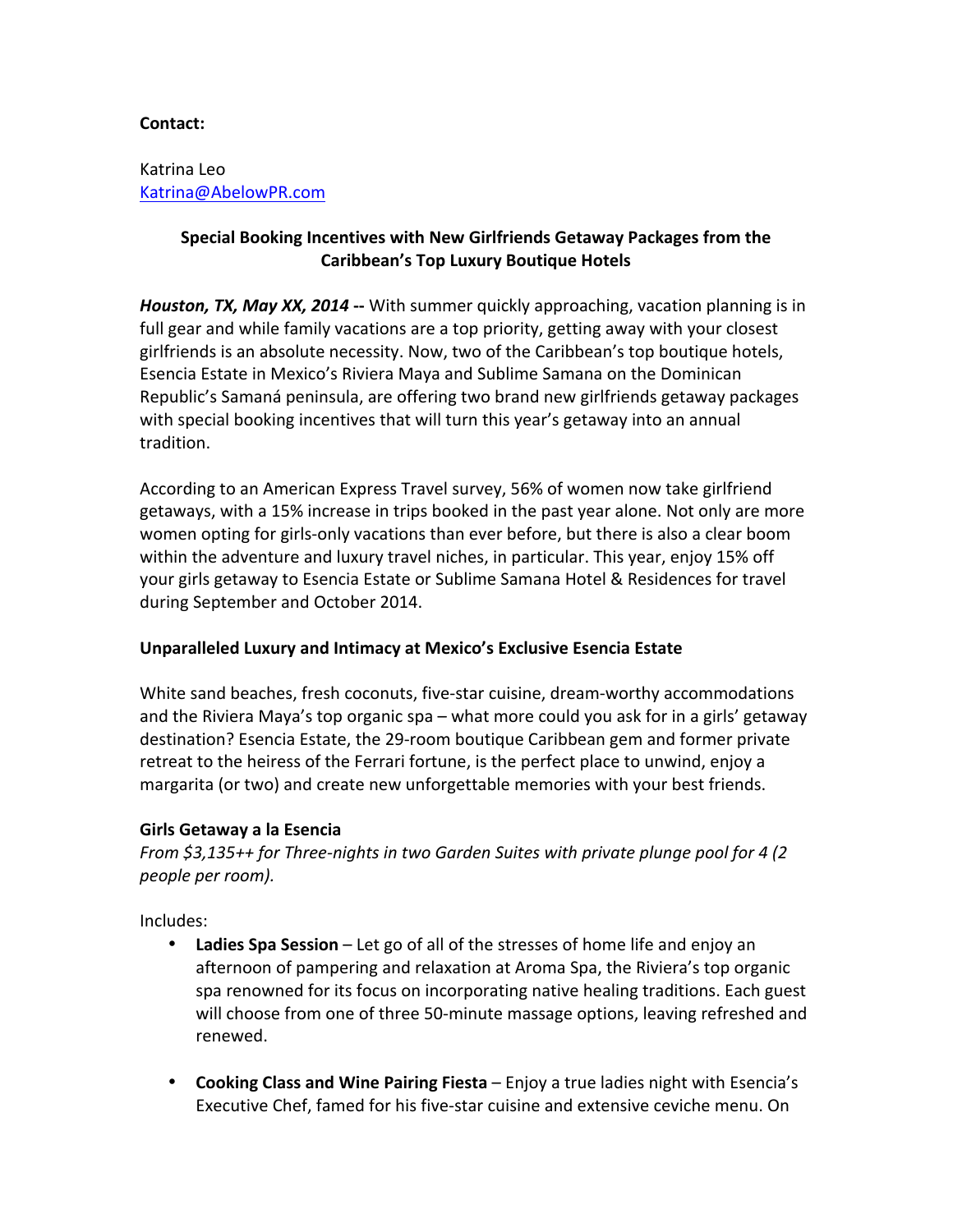**Contact:**

Katrina Leo
[Katrina@AbelowPR.com](mailto:Katrina@AbelowPR.com)

**Special Booking Incentives with New Girlfriends Getaway Packages from the Caribbean's Top Luxury Boutique Hotels**

***Houston, TX, May XX, 2014* --** With summer quickly approaching, vacation planning is in full gear and while family vacations are a top priority, getting away with your closest girlfriends is an absolute necessity. Now, two of the Caribbean's top boutique hotels, Esencia Estate in Mexico's Riviera Maya and Sublime Samana on the Dominican Republic's Samaná peninsula, are offering two brand new girlfriends getaway packages with special booking incentives that will turn this year's getaway into an annual tradition.

According to an American Express Travel survey, 56% of women now take girlfriend getaways, with a 15% increase in trips booked in the past year alone. Not only are more women opting for girls-only vacations than ever before, but there is also a clear boom within the adventure and luxury travel niches, in particular. This year, enjoy 15% off your girls getaway to Esencia Estate or Sublime Samana Hotel & Residences for travel during September and October 2014.

**Unparalleled Luxury and Intimacy at Mexico's Exclusive Esencia Estate**

White sand beaches, fresh coconuts, five-star cuisine, dream-worthy accommodations and the Riviera Maya's top organic spa – what more could you ask for in a girls' getaway destination? Esencia Estate, the 29-room boutique Caribbean gem and former private retreat to the heiress of the Ferrari fortune, is the perfect place to unwind, enjoy a margarita (or two) and create new unforgettable memories with your best friends.

**Girls Getaway a la Esencia**
*From $3,135++ for Three-nights in two Garden Suites with private plunge pool for 4 (2 people per room).*

Includes:

- **Ladies Spa Session** – Let go of all of the stresses of home life and enjoy an afternoon of pampering and relaxation at Aroma Spa, the Riviera's top organic spa renowned for its focus on incorporating native healing traditions. Each guest will choose from one of three 50-minute massage options, leaving refreshed and renewed.

- **Cooking Class and Wine Pairing Fiesta** – Enjoy a true ladies night with Esencia's Executive Chef, famed for his five-star cuisine and extensive ceviche menu. On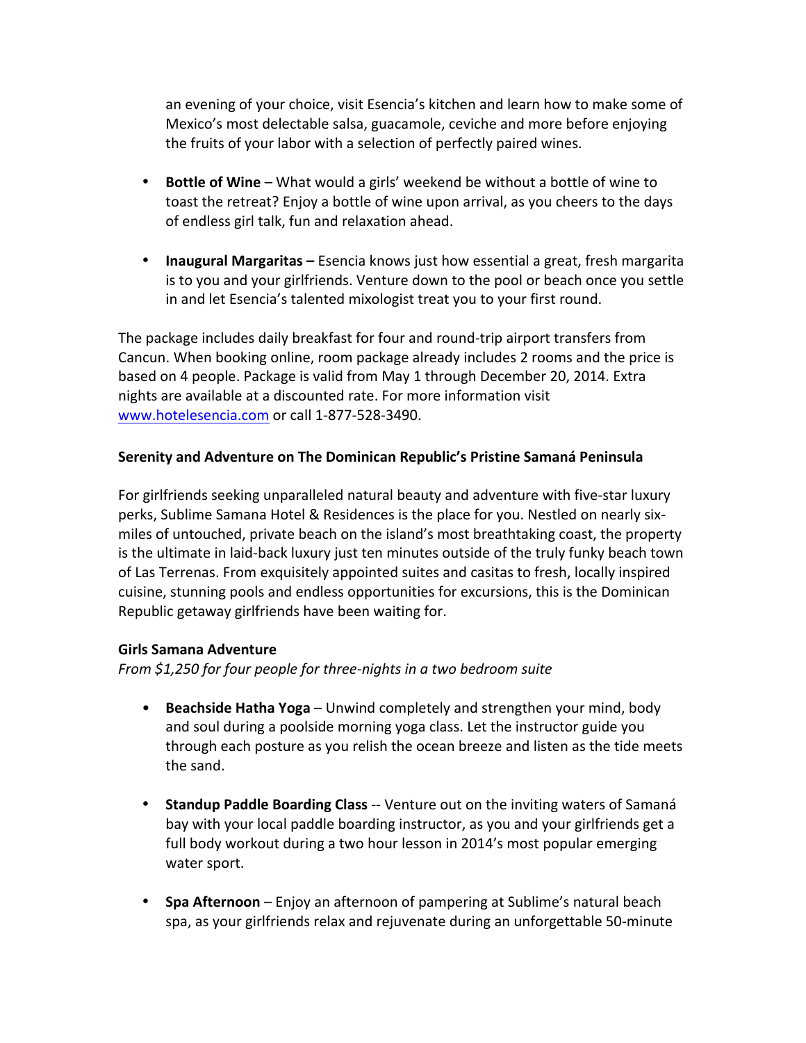an evening of your choice, visit Esencia's kitchen and learn how to make some of Mexico's most delectable salsa, guacamole, ceviche and more before enjoying the fruits of your labor with a selection of perfectly paired wines.

- **Bottle of Wine** – What would a girls' weekend be without a bottle of wine to toast the retreat? Enjoy a bottle of wine upon arrival, as you cheers to the days of endless girl talk, fun and relaxation ahead.

- **Inaugural Margaritas –** Esencia knows just how essential a great, fresh margarita is to you and your girlfriends. Venture down to the pool or beach once you settle in and let Esencia's talented mixologist treat you to your first round.

The package includes daily breakfast for four and round-trip airport transfers from Cancun. When booking online, room package already includes 2 rooms and the price is based on 4 people. Package is valid from May 1 through December 20, 2014. Extra nights are available at a discounted rate. For more information visit www.hotelesencia.com or call 1-877-528-3490.

**Serenity and Adventure on The Dominican Republic's Pristine Samaná Peninsula**

For girlfriends seeking unparalleled natural beauty and adventure with five-star luxury perks, Sublime Samana Hotel & Residences is the place for you. Nestled on nearly six-miles of untouched, private beach on the island's most breathtaking coast, the property is the ultimate in laid-back luxury just ten minutes outside of the truly funky beach town of Las Terrenas. From exquisitely appointed suites and casitas to fresh, locally inspired cuisine, stunning pools and endless opportunities for excursions, this is the Dominican Republic getaway girlfriends have been waiting for.

**Girls Samana Adventure**
*From $1,250 for four people for three-nights in a two bedroom suite*

- **Beachside Hatha Yoga** – Unwind completely and strengthen your mind, body and soul during a poolside morning yoga class. Let the instructor guide you through each posture as you relish the ocean breeze and listen as the tide meets the sand.

- **Standup Paddle Boarding Class** -- Venture out on the inviting waters of Samaná bay with your local paddle boarding instructor, as you and your girlfriends get a full body workout during a two hour lesson in 2014's most popular emerging water sport.

- **Spa Afternoon** – Enjoy an afternoon of pampering at Sublime's natural beach spa, as your girlfriends relax and rejuvenate during an unforgettable 50-minute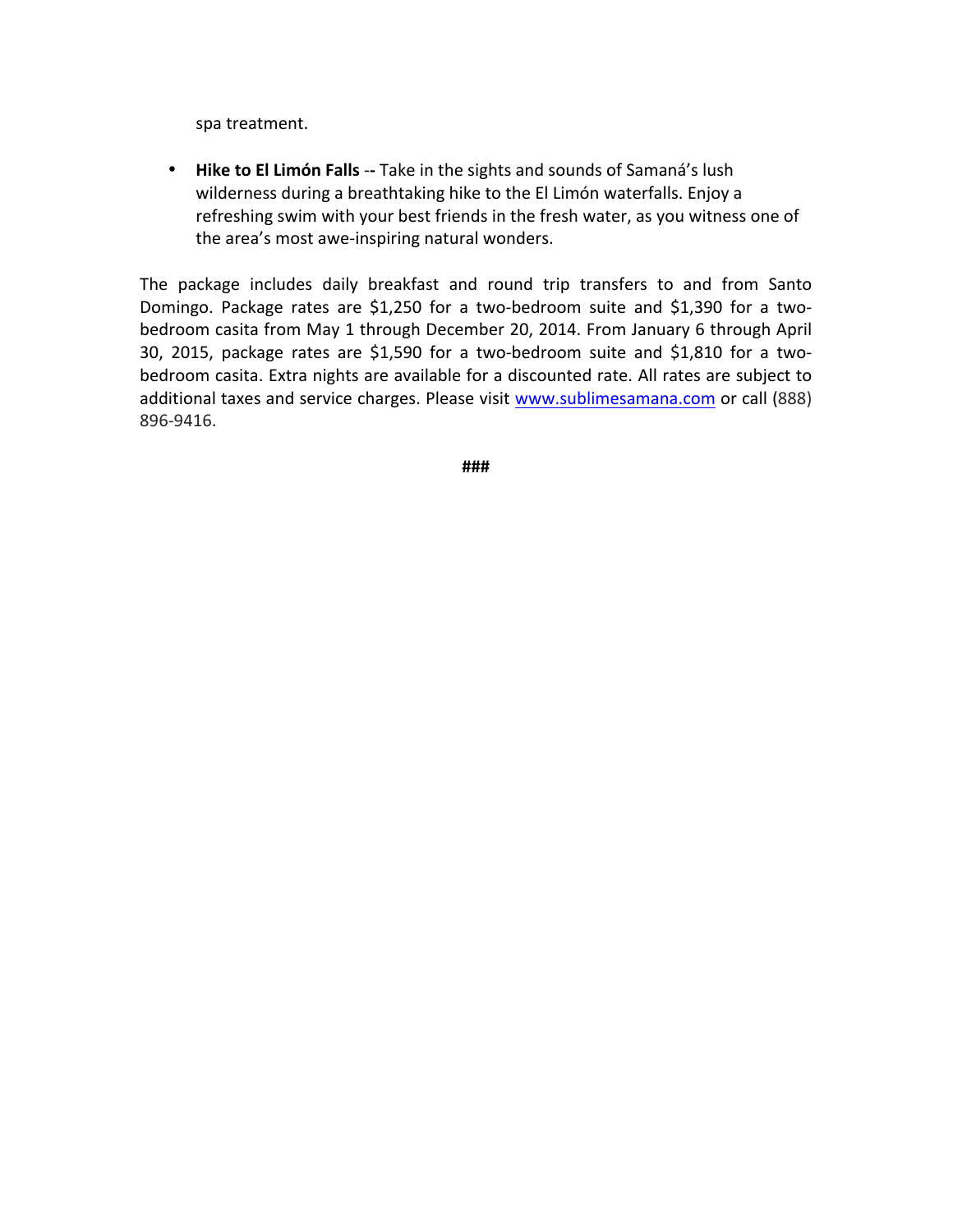spa treatment.

- **Hike to El Limón Falls --** Take in the sights and sounds of Samaná's lush wilderness during a breathtaking hike to the El Limón waterfalls. Enjoy a refreshing swim with your best friends in the fresh water, as you witness one of the area's most awe-inspiring natural wonders.

The package includes daily breakfast and round trip transfers to and from Santo Domingo. Package rates are $1,250 for a two-bedroom suite and $1,390 for a two-bedroom casita from May 1 through December 20, 2014. From January 6 through April 30, 2015, package rates are $1,590 for a two-bedroom suite and $1,810 for a two-bedroom casita. Extra nights are available for a discounted rate. All rates are subject to additional taxes and service charges. Please visit www.sublimesamana.com or call (888) 896-9416.

**###**